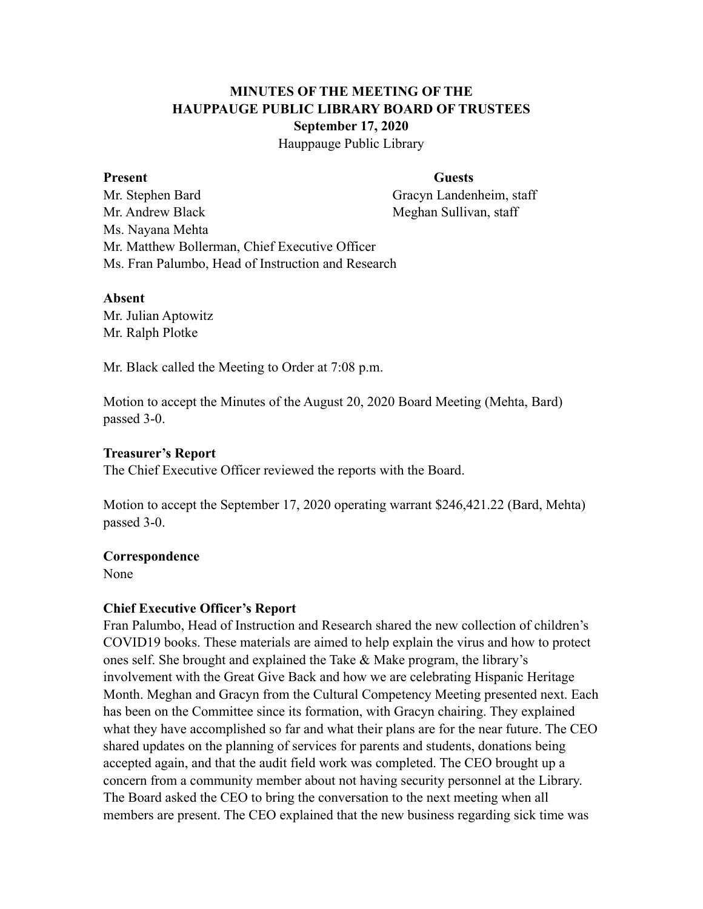# MINUTES OF THE MEETING OF THE HAUPPAUGE PUBLIC LIBRARY BOARD OF TRUSTEES

**September 17, 2020**

Hauppauge Public Library

| **Present** | **Guests** |
|---|---|
| Mr. Stephen Bard | Gracyn Landenheim, staff |
| Mr. Andrew Black | Meghan Sullivan, staff |
| Ms. Nayana Mehta | |
| Mr. Matthew Bollerman, Chief Executive Officer | |
| Ms. Fran Palumbo, Head of Instruction and Research | |

**Absent**

Mr. Julian Aptowitz
Mr. Ralph Plotke

Mr. Black called the Meeting to Order at 7:08 p.m.

Motion to accept the Minutes of the August 20, 2020 Board Meeting (Mehta, Bard) passed 3-0.

**Treasurer's Report**

The Chief Executive Officer reviewed the reports with the Board.

Motion to accept the September 17, 2020 operating warrant $246,421.22 (Bard, Mehta) passed 3-0.

**Correspondence**

None

**Chief Executive Officer's Report**

Fran Palumbo, Head of Instruction and Research shared the new collection of children's COVID19 books. These materials are aimed to help explain the virus and how to protect ones self. She brought and explained the Take & Make program, the library's involvement with the Great Give Back and how we are celebrating Hispanic Heritage Month. Meghan and Gracyn from the Cultural Competency Meeting presented next. Each has been on the Committee since its formation, with Gracyn chairing. They explained what they have accomplished so far and what their plans are for the near future. The CEO shared updates on the planning of services for parents and students, donations being accepted again, and that the audit field work was completed. The CEO brought up a concern from a community member about not having security personnel at the Library. The Board asked the CEO to bring the conversation to the next meeting when all members are present. The CEO explained that the new business regarding sick time was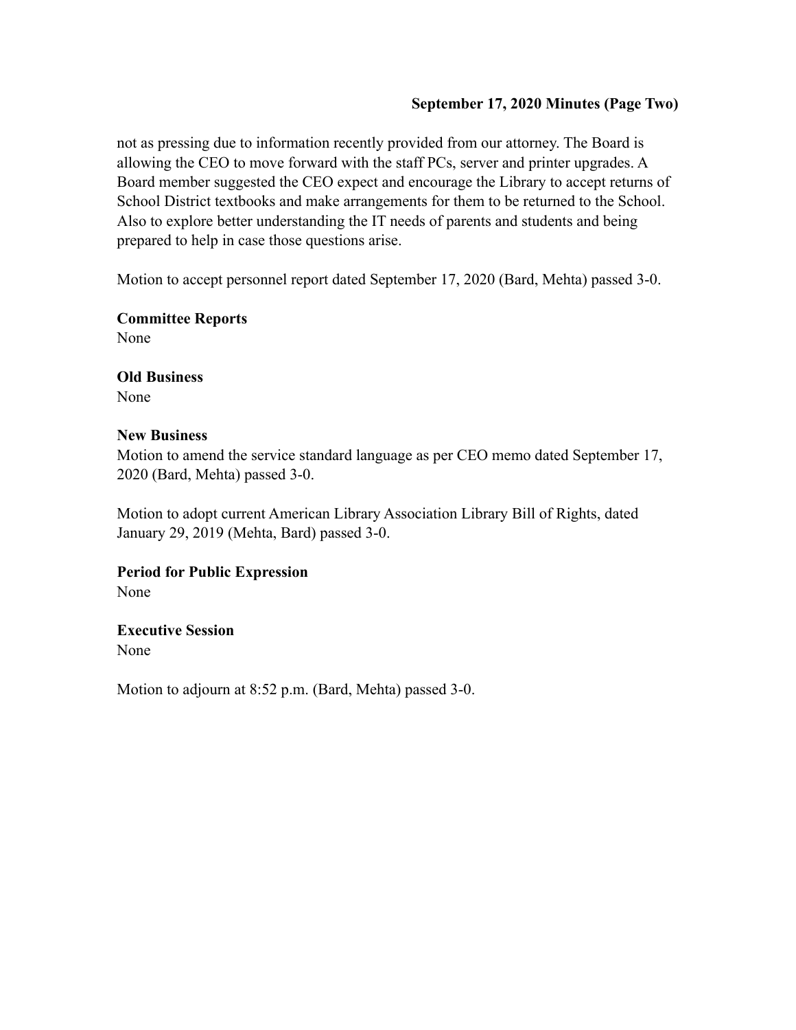not as pressing due to information recently provided from our attorney. The Board is allowing the CEO to move forward with the staff PCs, server and printer upgrades. A Board member suggested the CEO expect and encourage the Library to accept returns of School District textbooks and make arrangements for them to be returned to the School. Also to explore better understanding the IT needs of parents and students and being prepared to help in case those questions arise.

Motion to accept personnel report dated September 17, 2020 (Bard, Mehta) passed 3-0.

**Committee Reports**
None

**Old Business**
None

**New Business**
Motion to amend the service standard language as per CEO memo dated September 17, 2020 (Bard, Mehta) passed 3-0.

Motion to adopt current American Library Association Library Bill of Rights, dated January 29, 2019 (Mehta, Bard) passed 3-0.

**Period for Public Expression**
None

**Executive Session**
None

Motion to adjourn at 8:52 p.m. (Bard, Mehta) passed 3-0.